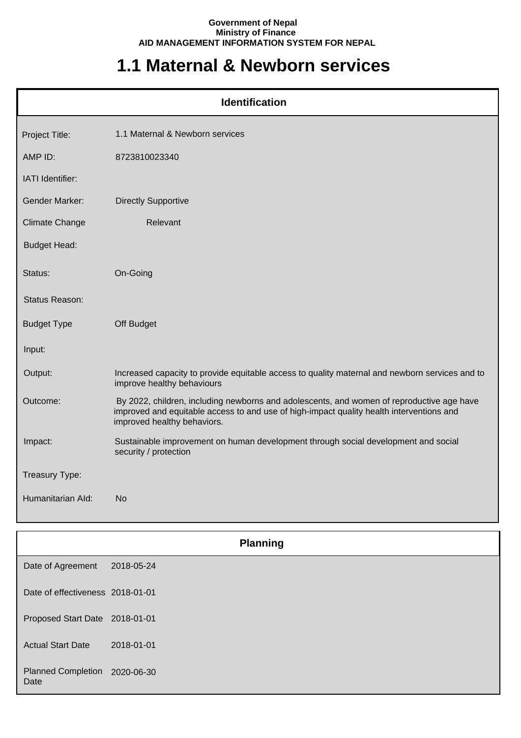**Government of Nepal**
**Ministry of Finance**
**AID MANAGEMENT INFORMATION SYSTEM FOR NEPAL**

# 1.1 Maternal & Newborn services

## Identification

| | |
|---|---|
| Project Title: | 1.1 Maternal & Newborn services |
| AMP ID: | 8723810023340 |
| IATI Identifier: | |
| Gender Marker: | Directly Supportive |
| Climate Change | Relevant |
| Budget Head: | |
| Status: | On-Going |
| Status Reason: | |
| Budget Type | Off Budget |
| Input: | |
| Output: | Increased capacity to provide equitable access to quality maternal and newborn services and to improve healthy behaviours |
| Outcome: | By 2022, children, including newborns and adolescents, and women of reproductive age have improved and equitable access to and use of high-impact quality health interventions and improved healthy behaviors. |
| Impact: | Sustainable improvement on human development through social development and social security / protection |
| Treasury Type: | |
| Humanitarian AId: | No |

## Planning

| | |
|---|---|
| Date of Agreement | 2018-05-24 |
| Date of effectiveness | 2018-01-01 |
| Proposed Start Date | 2018-01-01 |
| Actual Start Date | 2018-01-01 |
| Planned Completion Date | 2020-06-30 |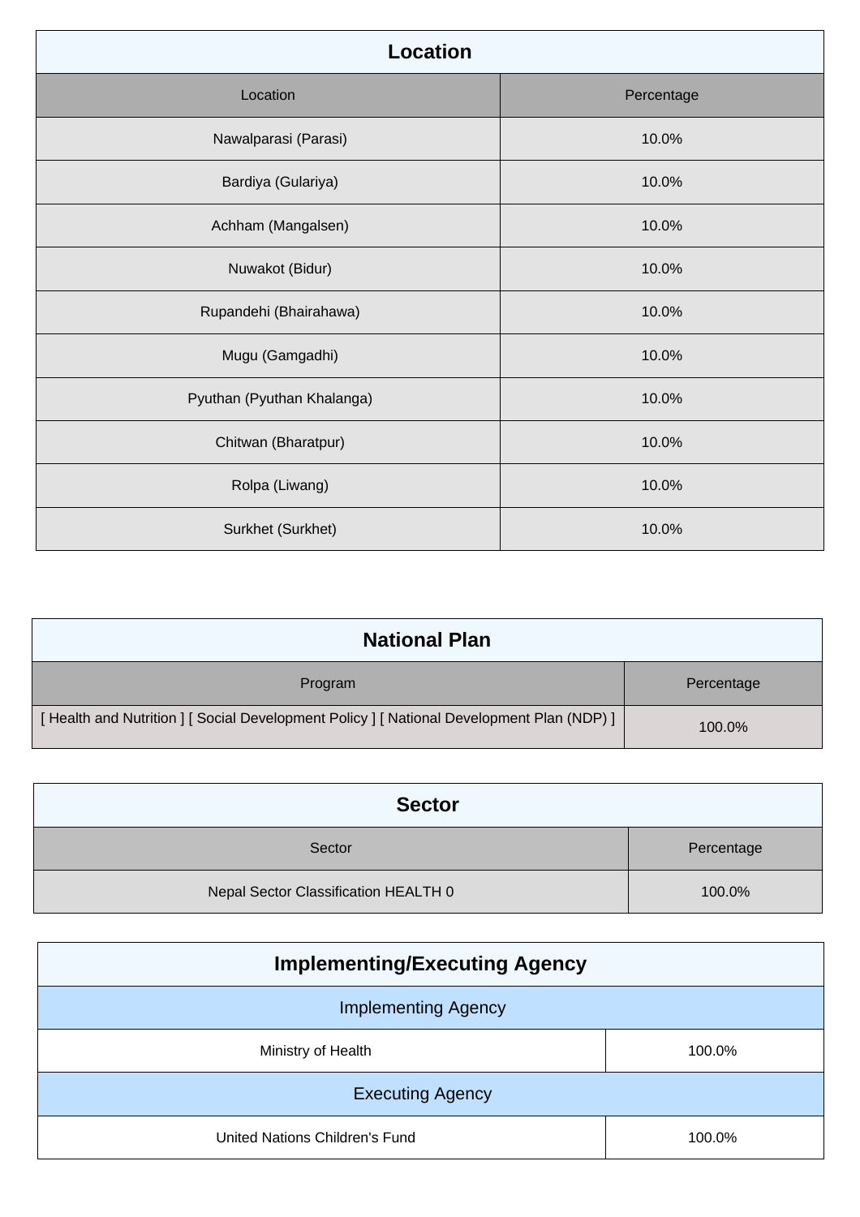## Location

| Location | Percentage |
| --- | --- |
| Nawalparasi (Parasi) | 10.0% |
| Bardiya (Gulariya) | 10.0% |
| Achham (Mangalsen) | 10.0% |
| Nuwakot (Bidur) | 10.0% |
| Rupandehi (Bhairahawa) | 10.0% |
| Mugu (Gamgadhi) | 10.0% |
| Pyuthan (Pyuthan Khalanga) | 10.0% |
| Chitwan (Bharatpur) | 10.0% |
| Rolpa (Liwang) | 10.0% |
| Surkhet (Surkhet) | 10.0% |

## National Plan

| Program | Percentage |
| --- | --- |
| [ Health and Nutrition ] [ Social Development Policy ] [ National Development Plan (NDP) ] | 100.0% |

## Sector

| Sector | Percentage |
| --- | --- |
| Nepal Sector Classification HEALTH 0 | 100.0% |

## Implementing/Executing Agency

| Implementing Agency | |
| --- | --- |
| Ministry of Health | 100.0% |
| **Executing Agency** | |
| United Nations Children's Fund | 100.0% |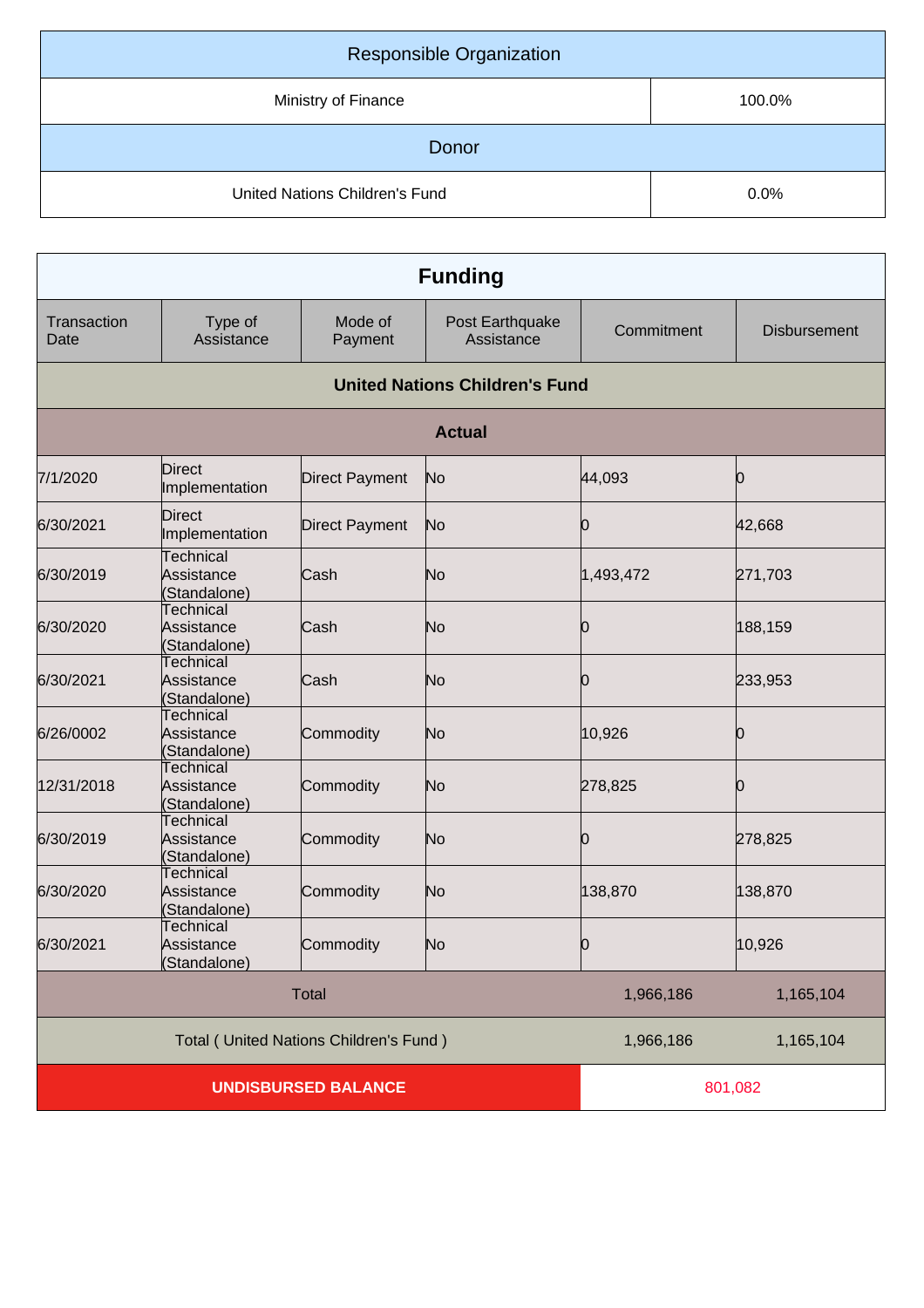| Responsible Organization | |
|---|---|
| Ministry of Finance | 100.0% |

| Donor | |
|---|---|
| United Nations Children's Fund | 0.0% |

## Funding

| Transaction Date | Type of Assistance | Mode of Payment | Post Earthquake Assistance | Commitment | Disbursement |
|---|---|---|---|---|---|
| **United Nations Children's Fund** | | | | | |
| **Actual** | | | | | |
| 7/1/2020 | Direct Implementation | Direct Payment | No | 44,093 | 0 |
| 6/30/2021 | Direct Implementation | Direct Payment | No | 0 | 42,668 |
| 6/30/2019 | Technical Assistance (Standalone) | Cash | No | 1,493,472 | 271,703 |
| 6/30/2020 | Technical Assistance (Standalone) | Cash | No | 0 | 188,159 |
| 6/30/2021 | Technical Assistance (Standalone) | Cash | No | 0 | 233,953 |
| 6/26/0002 | Technical Assistance (Standalone) | Commodity | No | 10,926 | 0 |
| 12/31/2018 | Technical Assistance (Standalone) | Commodity | No | 278,825 | 0 |
| 6/30/2019 | Technical Assistance (Standalone) | Commodity | No | 0 | 278,825 |
| 6/30/2020 | Technical Assistance (Standalone) | Commodity | No | 138,870 | 138,870 |
| 6/30/2021 | Technical Assistance (Standalone) | Commodity | No | 0 | 10,926 |
| Total | | | | 1,966,186 | 1,165,104 |
| Total ( United Nations Children's Fund ) | | | | 1,966,186 | 1,165,104 |
| **UNDISBURSED BALANCE** | | | | 801,082 | |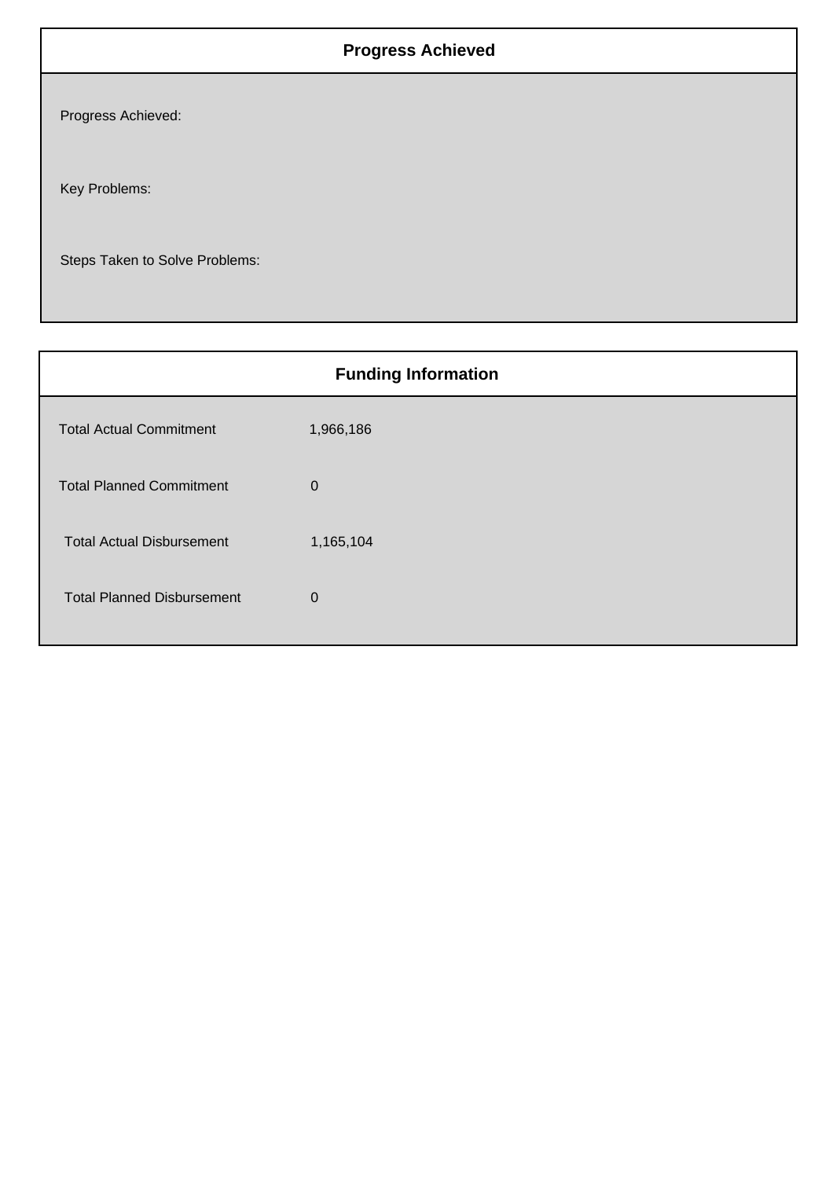## Progress Achieved

Progress Achieved:

Key Problems:

Steps Taken to Solve Problems:

## Funding Information

| | |
|---|---|
| Total Actual Commitment | 1,966,186 |
| Total Planned Commitment | 0 |
| Total Actual Disbursement | 1,165,104 |
| Total Planned Disbursement | 0 |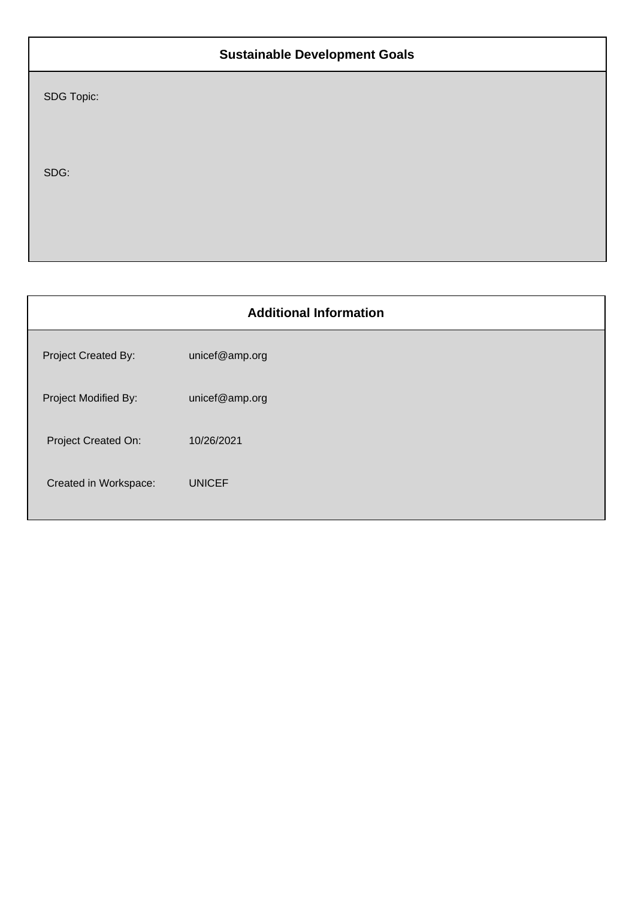## Sustainable Development Goals

SDG Topic:

SDG:

## Additional Information

| | |
|---|---|
| Project Created By: | unicef@amp.org |
| Project Modified By: | unicef@amp.org |
| Project Created On: | 10/26/2021 |
| Created in Workspace: | UNICEF |